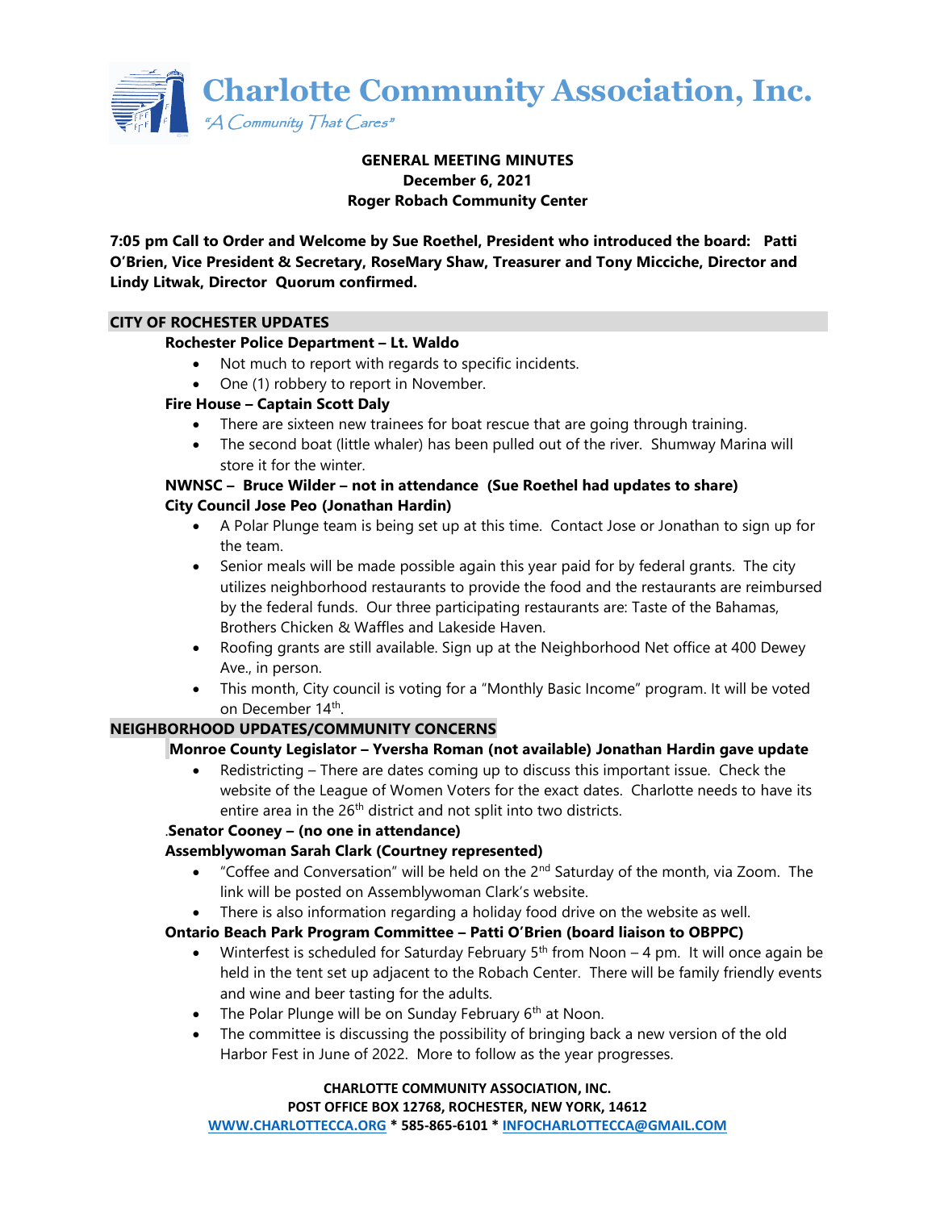# Charlotte Community Association, Inc.

*"A Community That Cares"*

**GENERAL MEETING MINUTES**
**December 6, 2021**
**Roger Robach Community Center**

**7:05 pm Call to Order and Welcome by Sue Roethel, President who introduced the board: Patti O'Brien, Vice President & Secretary, RoseMary Shaw, Treasurer and Tony Micciche, Director and Lindy Litwak, Director Quorum confirmed.**

## CITY OF ROCHESTER UPDATES

**Rochester Police Department – Lt. Waldo**

- Not much to report with regards to specific incidents.
- One (1) robbery to report in November.

**Fire House – Captain Scott Daly**

- There are sixteen new trainees for boat rescue that are going through training.
- The second boat (little whaler) has been pulled out of the river. Shumway Marina will store it for the winter.

**NWNSC – Bruce Wilder – not in attendance (Sue Roethel had updates to share)**

**City Council Jose Peo (Jonathan Hardin)**

- A Polar Plunge team is being set up at this time. Contact Jose or Jonathan to sign up for the team.
- Senior meals will be made possible again this year paid for by federal grants. The city utilizes neighborhood restaurants to provide the food and the restaurants are reimbursed by the federal funds. Our three participating restaurants are: Taste of the Bahamas, Brothers Chicken & Waffles and Lakeside Haven.
- Roofing grants are still available. Sign up at the Neighborhood Net office at 400 Dewey Ave., in person.
- This month, City council is voting for a "Monthly Basic Income" program. It will be voted on December 14th.

## NEIGHBORHOOD UPDATES/COMMUNITY CONCERNS

**Monroe County Legislator – Yversha Roman (not available) Jonathan Hardin gave update**

- Redistricting – There are dates coming up to discuss this important issue. Check the website of the League of Women Voters for the exact dates. Charlotte needs to have its entire area in the 26th district and not split into two districts.

.**Senator Cooney – (no one in attendance)**

**Assemblywoman Sarah Clark (Courtney represented)**

- "Coffee and Conversation" will be held on the 2nd Saturday of the month, via Zoom. The link will be posted on Assemblywoman Clark's website.
- There is also information regarding a holiday food drive on the website as well.

**Ontario Beach Park Program Committee – Patti O'Brien (board liaison to OBPPC)**

- Winterfest is scheduled for Saturday February 5th from Noon – 4 pm. It will once again be held in the tent set up adjacent to the Robach Center. There will be family friendly events and wine and beer tasting for the adults.
- The Polar Plunge will be on Sunday February 6th at Noon.
- The committee is discussing the possibility of bringing back a new version of the old Harbor Fest in June of 2022. More to follow as the year progresses.

**CHARLOTTE COMMUNITY ASSOCIATION, INC.**
**POST OFFICE BOX 12768, ROCHESTER, NEW YORK, 14612**
**WWW.CHARLOTTECCA.ORG * 585-865-6101 * INFOCHARLOTTECCA@GMAIL.COM**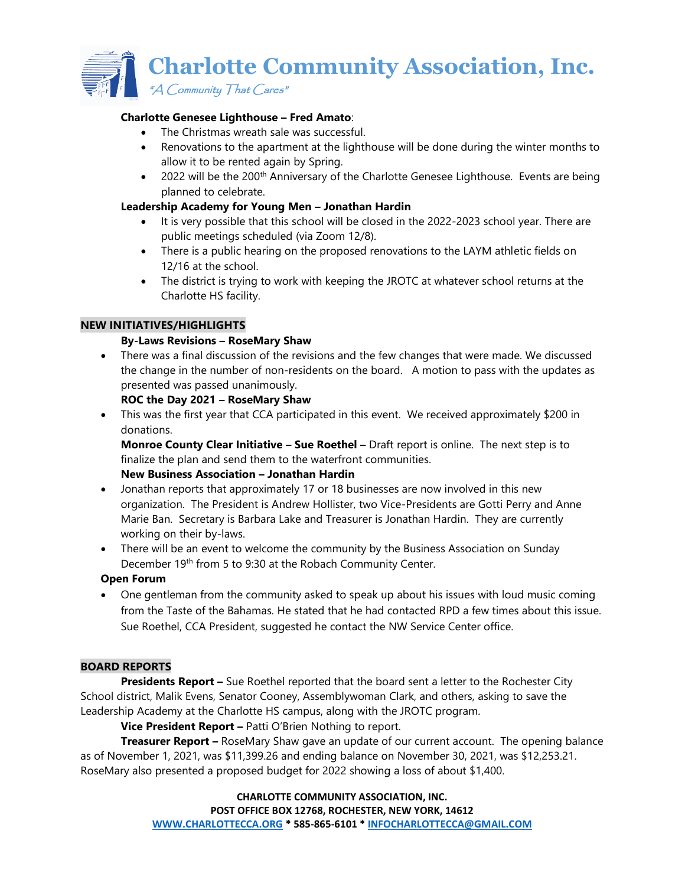**Charlotte Genesee Lighthouse – Fred Amato**:

- The Christmas wreath sale was successful.
- Renovations to the apartment at the lighthouse will be done during the winter months to allow it to be rented again by Spring.
- 2022 will be the 200th Anniversary of the Charlotte Genesee Lighthouse. Events are being planned to celebrate.

**Leadership Academy for Young Men – Jonathan Hardin**

- It is very possible that this school will be closed in the 2022-2023 school year. There are public meetings scheduled (via Zoom 12/8).
- There is a public hearing on the proposed renovations to the LAYM athletic fields on 12/16 at the school.
- The district is trying to work with keeping the JROTC at whatever school returns at the Charlotte HS facility.

## NEW INITIATIVES/HIGHLIGHTS

**By-Laws Revisions – RoseMary Shaw**

- There was a final discussion of the revisions and the few changes that were made. We discussed the change in the number of non-residents on the board. A motion to pass with the updates as presented was passed unanimously.

**ROC the Day 2021 – RoseMary Shaw**

- This was the first year that CCA participated in this event. We received approximately $200 in donations.

**Monroe County Clear Initiative – Sue Roethel –** Draft report is online. The next step is to finalize the plan and send them to the waterfront communities.

**New Business Association – Jonathan Hardin**

- Jonathan reports that approximately 17 or 18 businesses are now involved in this new organization. The President is Andrew Hollister, two Vice-Presidents are Gotti Perry and Anne Marie Ban. Secretary is Barbara Lake and Treasurer is Jonathan Hardin. They are currently working on their by-laws.
- There will be an event to welcome the community by the Business Association on Sunday December 19th from 5 to 9:30 at the Robach Community Center.

**Open Forum**

- One gentleman from the community asked to speak up about his issues with loud music coming from the Taste of the Bahamas. He stated that he had contacted RPD a few times about this issue. Sue Roethel, CCA President, suggested he contact the NW Service Center office.

## BOARD REPORTS

**Presidents Report –** Sue Roethel reported that the board sent a letter to the Rochester City School district, Malik Evens, Senator Cooney, Assemblywoman Clark, and others, asking to save the Leadership Academy at the Charlotte HS campus, along with the JROTC program.

**Vice President Report –** Patti O'Brien Nothing to report.

**Treasurer Report –** RoseMary Shaw gave an update of our current account. The opening balance as of November 1, 2021, was $11,399.26 and ending balance on November 30, 2021, was $12,253.21. RoseMary also presented a proposed budget for 2022 showing a loss of about $1,400.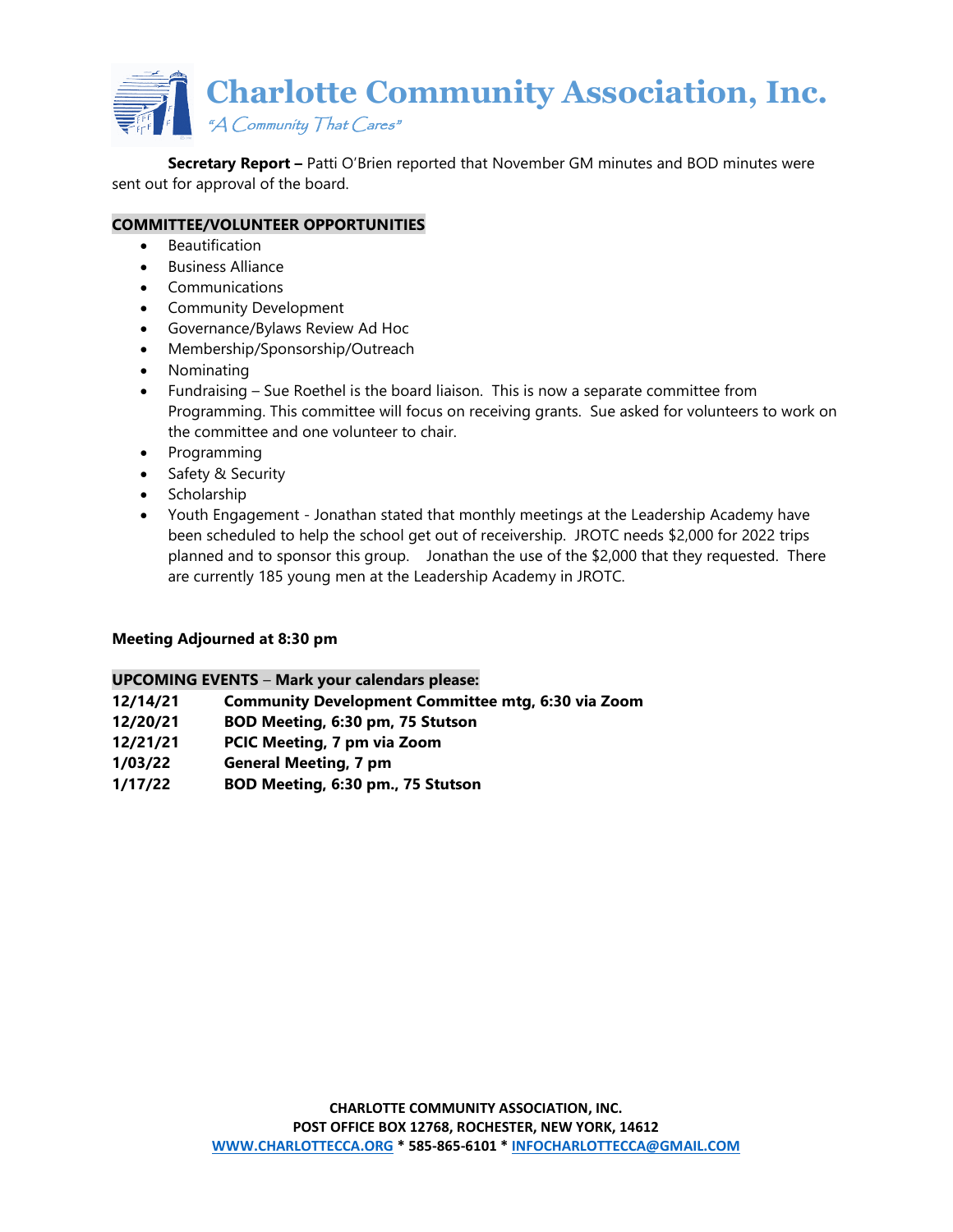**Secretary Report –** Patti O'Brien reported that November GM minutes and BOD minutes were sent out for approval of the board.

**COMMITTEE/VOLUNTEER OPPORTUNITIES**

- Beautification
- Business Alliance
- Communications
- Community Development
- Governance/Bylaws Review Ad Hoc
- Membership/Sponsorship/Outreach
- Nominating
- Fundraising – Sue Roethel is the board liaison. This is now a separate committee from Programming. This committee will focus on receiving grants. Sue asked for volunteers to work on the committee and one volunteer to chair.
- Programming
- Safety & Security
- Scholarship
- Youth Engagement - Jonathan stated that monthly meetings at the Leadership Academy have been scheduled to help the school get out of receivership. JROTC needs $2,000 for 2022 trips planned and to sponsor this group. Jonathan the use of the $2,000 that they requested. There are currently 185 young men at the Leadership Academy in JROTC.

**Meeting Adjourned at 8:30 pm**

**UPCOMING EVENTS – Mark your calendars please:**

| | |
|---|---|
| **12/14/21** | **Community Development Committee mtg, 6:30 via Zoom** |
| **12/20/21** | **BOD Meeting, 6:30 pm, 75 Stutson** |
| **12/21/21** | **PCIC Meeting, 7 pm via Zoom** |
| **1/03/22** | **General Meeting, 7 pm** |
| **1/17/22** | **BOD Meeting, 6:30 pm., 75 Stutson** |

**CHARLOTTE COMMUNITY ASSOCIATION, INC.**
**POST OFFICE BOX 12768, ROCHESTER, NEW YORK, 14612**
**WWW.CHARLOTTECCA.ORG * 585-865-6101 * INFOCHARLOTTECCA@GMAIL.COM**